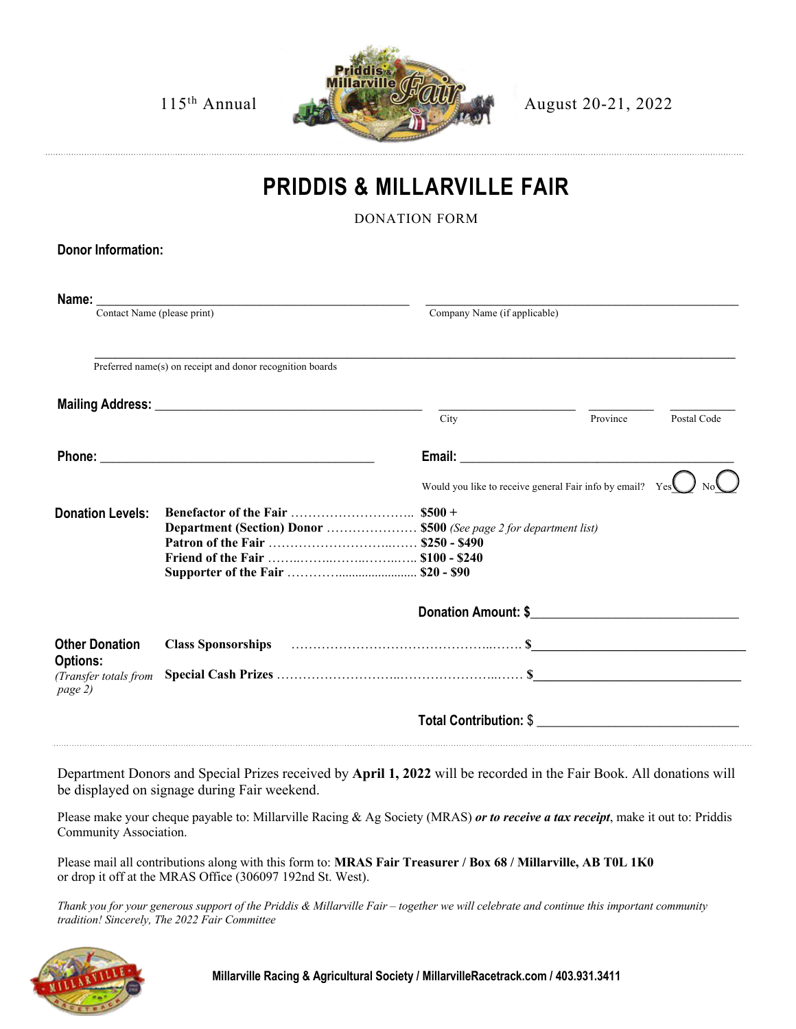115th Annual — August 20-21, 2022

# PRIDDIS & MILLARVILLE FAIR

DONATION FORM

**Donor Information:**

**Name:** ______________________________ ______________________________
Contact Name (please print) — Company Name (if applicable)

______________________________________________________________
Preferred name(s) on receipt and donor recognition boards

**Mailing Address:** ______________________________ ______________ ________ ________
City — Province — Postal Code

**Phone:** ______________________________ **Email:** ______________________________

Would you like to receive general Fair info by email? Yes ◯ No ◯

**Donation Levels:**

- **Benefactor of the Fair** ............................ **$500 +**
- **Department (Section) Donor** .................... **$500** *(See page 2 for department list)*
- **Patron of the Fair** .................................. **$250 - $490**
- **Friend of the Fair** .................................. **$100 - $240**
- **Supporter of the Fair** ............................. **$20 - $90**

**Donation Amount: $**______________________________

**Other Donation Options:**
*(Transfer totals from page 2)*

- **Class Sponsorships** ............................................ **$**______________________________
- **Special Cash Prizes** ............................................ **$**______________________________

**Total Contribution:** $ ______________________________

Department Donors and Special Prizes received by **April 1, 2022** will be recorded in the Fair Book. All donations will be displayed on signage during Fair weekend.

Please make your cheque payable to: Millarville Racing & Ag Society (MRAS) ***or to receive a tax receipt***, make it out to: Priddis Community Association.

Please mail all contributions along with this form to: **MRAS Fair Treasurer / Box 68 / Millarville, AB T0L 1K0** or drop it off at the MRAS Office (306097 192nd St. West).

*Thank you for your generous support of the Priddis & Millarville Fair – together we will celebrate and continue this important community tradition! Sincerely, The 2022 Fair Committee*

**Millarville Racing & Agricultural Society / MillarvilleRacetrack.com / 403.931.3411**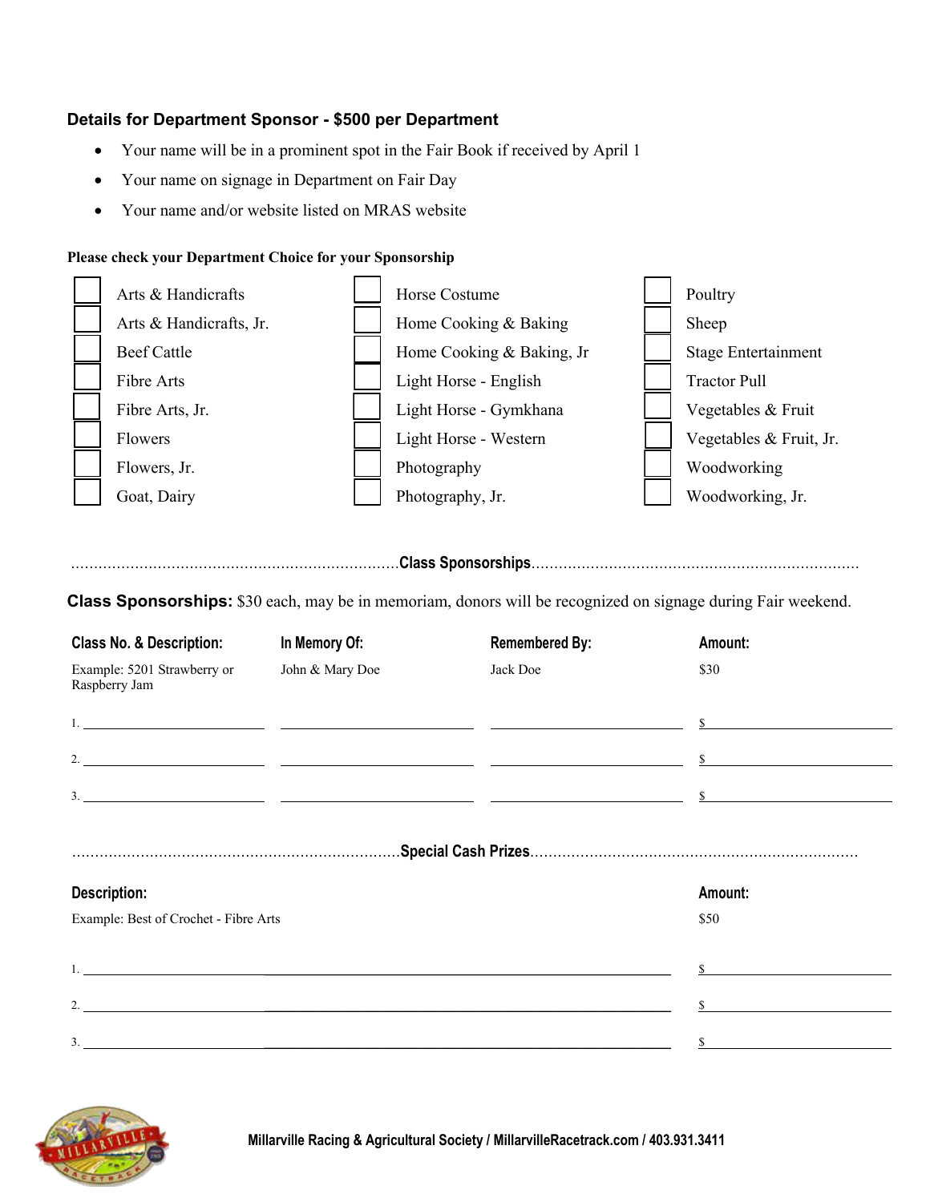### Details for Department Sponsor - $500 per Department

- Your name will be in a prominent spot in the Fair Book if received by April 1
- Your name on signage in Department on Fair Day
- Your name and/or website listed on MRAS website

**Please check your Department Choice for your Sponsorship**

- ☐ Arts & Handicrafts
- ☐ Arts & Handicrafts, Jr.
- ☐ Beef Cattle
- ☐ Fibre Arts
- ☐ Fibre Arts, Jr.
- ☐ Flowers
- ☐ Flowers, Jr.
- ☐ Goat, Dairy
- ☐ Horse Costume
- ☐ Home Cooking & Baking
- ☐ Home Cooking & Baking, Jr
- ☐ Light Horse - English
- ☐ Light Horse - Gymkhana
- ☐ Light Horse - Western
- ☐ Photography
- ☐ Photography, Jr.
- ☐ Poultry
- ☐ Sheep
- ☐ Stage Entertainment
- ☐ Tractor Pull
- ☐ Vegetables & Fruit
- ☐ Vegetables & Fruit, Jr.
- ☐ Woodworking
- ☐ Woodworking, Jr.

......................................................................**Class Sponsorships**......................................................................

**Class Sponsorships:** $30 each, may be in memoriam, donors will be recognized on signage during Fair weekend.

| Class No. & Description: | In Memory Of: | Remembered By: | Amount: |
|---|---|---|---|
| Example: 5201 Strawberry or Raspberry Jam | John & Mary Doe | Jack Doe | $30 |
| 1. ____________ | ____________ | ____________ | $ ____________ |
| 2. ____________ | ____________ | ____________ | $ ____________ |
| 3. ____________ | ____________ | ____________ | $ ____________ |

......................................................................**Special Cash Prizes**......................................................................

| Description: | Amount: |
|---|---|
| Example: Best of Crochet - Fibre Arts | $50 |
| 1. ____________________________________________ | $ ____________ |
| 2. ____________________________________________ | $ ____________ |
| 3. ____________________________________________ | $ ____________ |

**Millarville Racing & Agricultural Society / MillarvilleRacetrack.com / 403.931.3411**